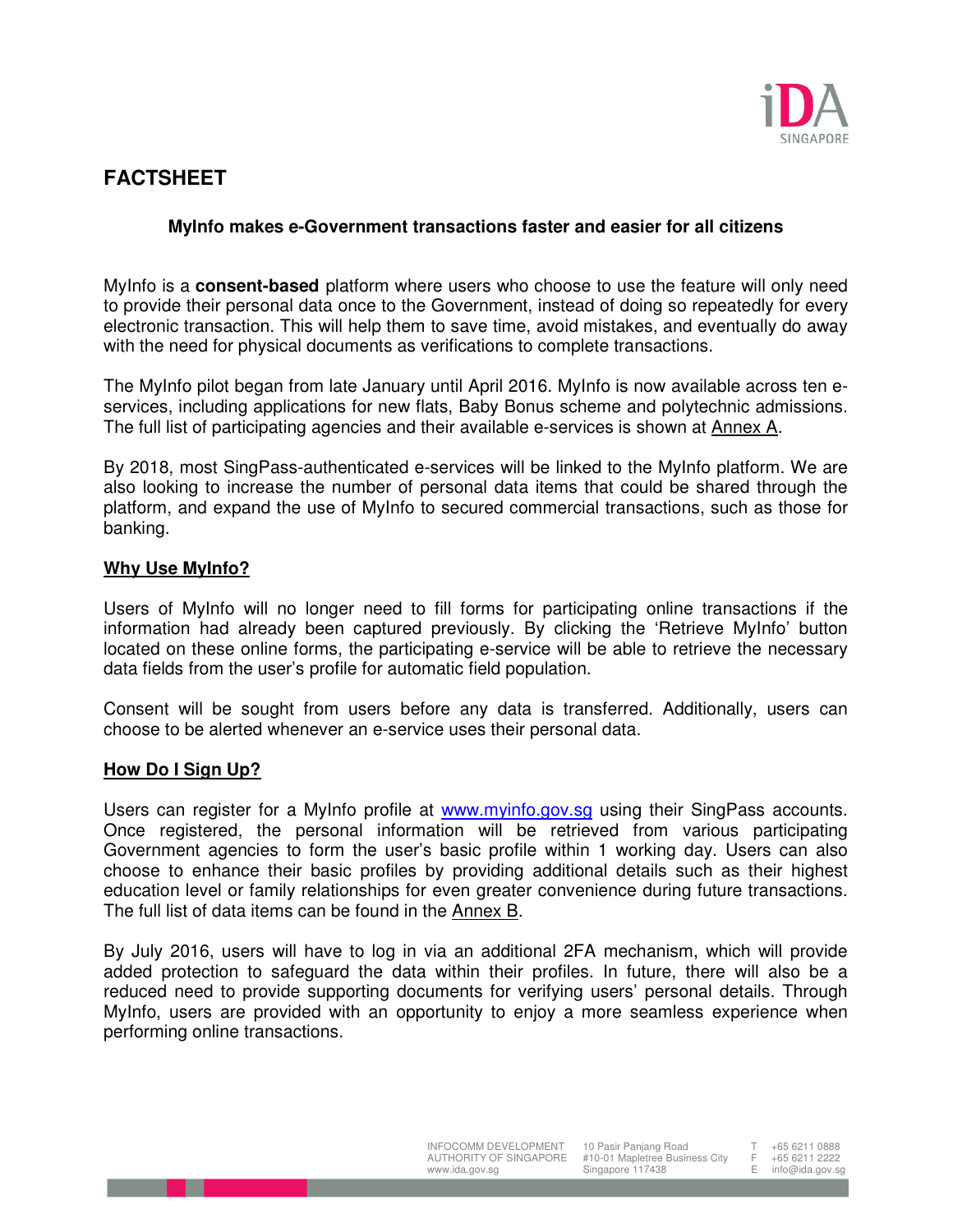# FACTSHEET

**MyInfo makes e-Government transactions faster and easier for all citizens**

MyInfo is a **consent-based** platform where users who choose to use the feature will only need to provide their personal data once to the Government, instead of doing so repeatedly for every electronic transaction. This will help them to save time, avoid mistakes, and eventually do away with the need for physical documents as verifications to complete transactions.

The MyInfo pilot began from late January until April 2016. MyInfo is now available across ten e-services, including applications for new flats, Baby Bonus scheme and polytechnic admissions. The full list of participating agencies and their available e-services is shown at Annex A.

By 2018, most SingPass-authenticated e-services will be linked to the MyInfo platform. We are also looking to increase the number of personal data items that could be shared through the platform, and expand the use of MyInfo to secured commercial transactions, such as those for banking.

## Why Use MyInfo?

Users of MyInfo will no longer need to fill forms for participating online transactions if the information had already been captured previously. By clicking the 'Retrieve MyInfo' button located on these online forms, the participating e-service will be able to retrieve the necessary data fields from the user's profile for automatic field population.

Consent will be sought from users before any data is transferred. Additionally, users can choose to be alerted whenever an e-service uses their personal data.

## How Do I Sign Up?

Users can register for a MyInfo profile at www.myinfo.gov.sg using their SingPass accounts. Once registered, the personal information will be retrieved from various participating Government agencies to form the user's basic profile within 1 working day. Users can also choose to enhance their basic profiles by providing additional details such as their highest education level or family relationships for even greater convenience during future transactions. The full list of data items can be found in the Annex B.

By July 2016, users will have to log in via an additional 2FA mechanism, which will provide added protection to safeguard the data within their profiles. In future, there will also be a reduced need to provide supporting documents for verifying users' personal details. Through MyInfo, users are provided with an opportunity to enjoy a more seamless experience when performing online transactions.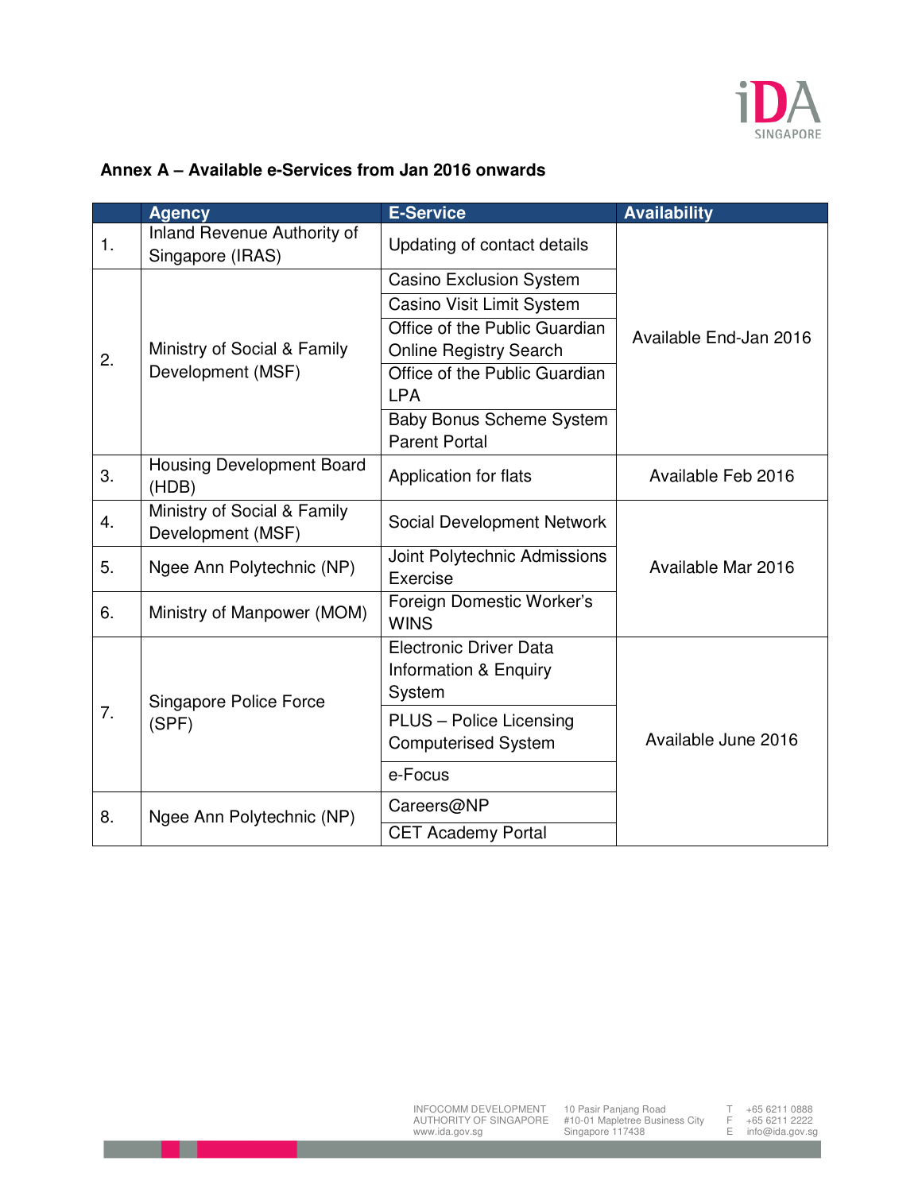**Annex A – Available e-Services from Jan 2016 onwards**

| | Agency | E-Service | Availability |
|---|---|---|---|
| 1. | Inland Revenue Authority of Singapore (IRAS) | Updating of contact details | Available End-Jan 2016 |
| 2. | Ministry of Social & Family Development (MSF) | Casino Exclusion System | |
| | | Casino Visit Limit System | |
| | | Office of the Public Guardian Online Registry Search | |
| | | Office of the Public Guardian LPA | |
| | | Baby Bonus Scheme System Parent Portal | |
| 3. | Housing Development Board (HDB) | Application for flats | Available Feb 2016 |
| 4. | Ministry of Social & Family Development (MSF) | Social Development Network | Available Mar 2016 |
| 5. | Ngee Ann Polytechnic (NP) | Joint Polytechnic Admissions Exercise | |
| 6. | Ministry of Manpower (MOM) | Foreign Domestic Worker's WINS | |
| 7. | Singapore Police Force (SPF) | Electronic Driver Data Information & Enquiry System | Available June 2016 |
| | | PLUS – Police Licensing Computerised System | |
| | | e-Focus | |
| 8. | Ngee Ann Polytechnic (NP) | Careers@NP | |
| | | CET Academy Portal | |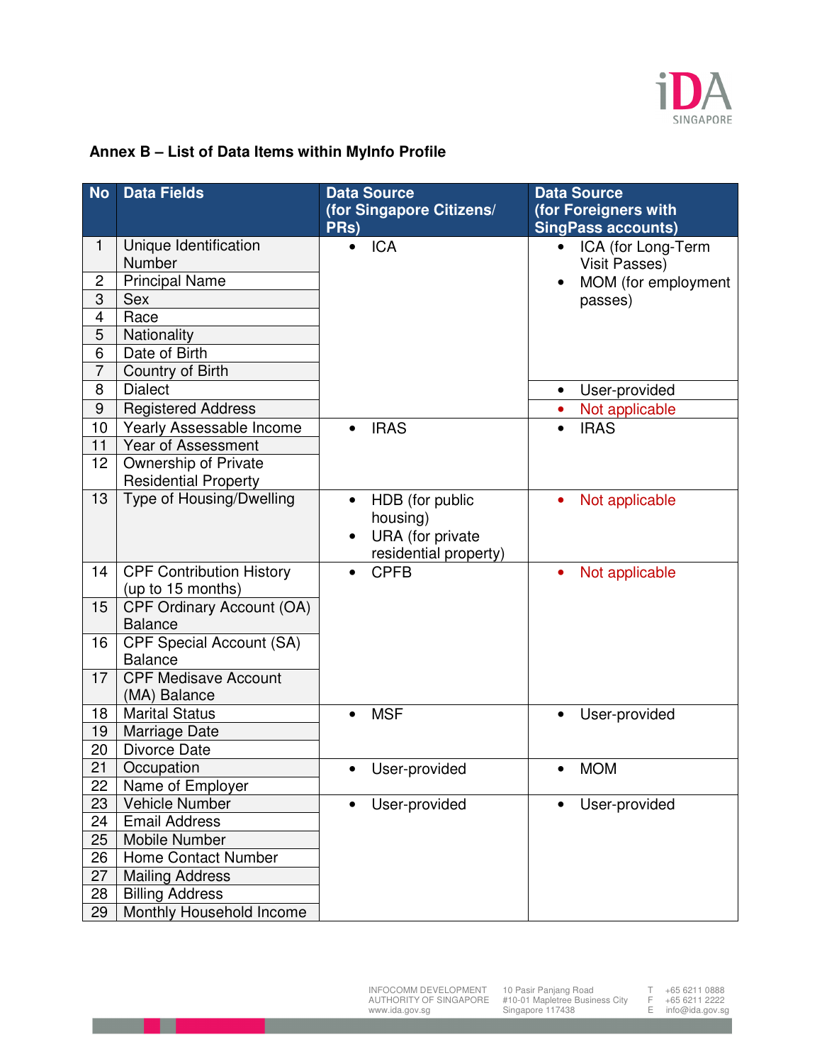## Annex B – List of Data Items within MyInfo Profile

| No | Data Fields | Data Source (for Singapore Citizens/ PRs) | Data Source (for Foreigners with SingPass accounts) |
|---|---|---|---|
| 1 | Unique Identification Number | • ICA | • ICA (for Long-Term Visit Passes)<br>• MOM (for employment passes) |
| 2 | Principal Name | | |
| 3 | Sex | | |
| 4 | Race | | |
| 5 | Nationality | | |
| 6 | Date of Birth | | |
| 7 | Country of Birth | | |
| 8 | Dialect | | • User-provided |
| 9 | Registered Address | | • Not applicable |
| 10 | Yearly Assessable Income | • IRAS | • IRAS |
| 11 | Year of Assessment | | |
| 12 | Ownership of Private Residential Property | | |
| 13 | Type of Housing/Dwelling | • HDB (for public housing)<br>• URA (for private residential property) | • Not applicable |
| 14 | CPF Contribution History (up to 15 months) | • CPFB | • Not applicable |
| 15 | CPF Ordinary Account (OA) Balance | | |
| 16 | CPF Special Account (SA) Balance | | |
| 17 | CPF Medisave Account (MA) Balance | | |
| 18 | Marital Status | • MSF | • User-provided |
| 19 | Marriage Date | | |
| 20 | Divorce Date | | |
| 21 | Occupation | • User-provided | • MOM |
| 22 | Name of Employer | | |
| 23 | Vehicle Number | • User-provided | • User-provided |
| 24 | Email Address | | |
| 25 | Mobile Number | | |
| 26 | Home Contact Number | | |
| 27 | Mailing Address | | |
| 28 | Billing Address | | |
| 29 | Monthly Household Income | | |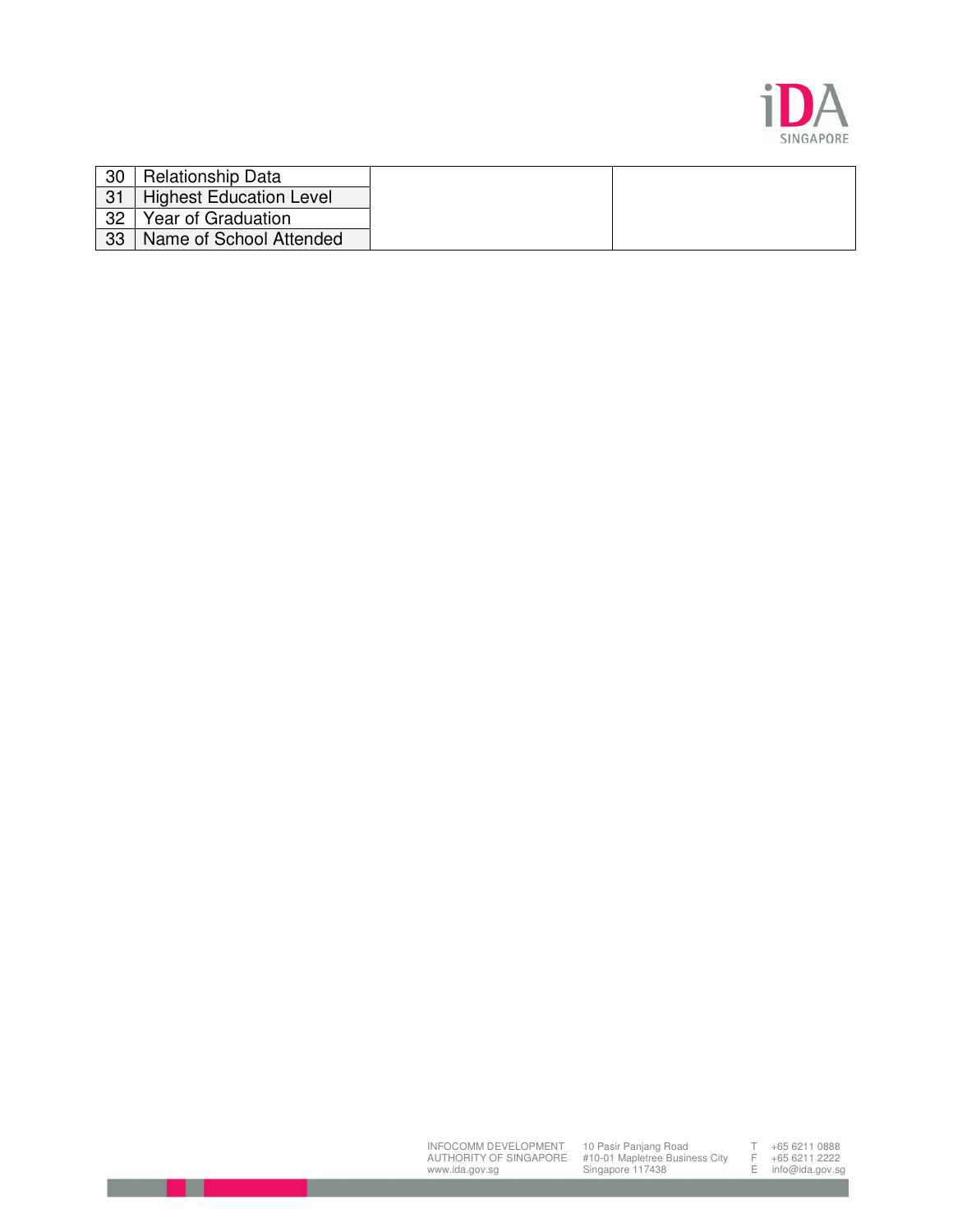| | | | |
|---|---|---|---|
| 30 | Relationship Data | | |
| 31 | Highest Education Level | | |
| 32 | Year of Graduation | | |
| 33 | Name of School Attended | | |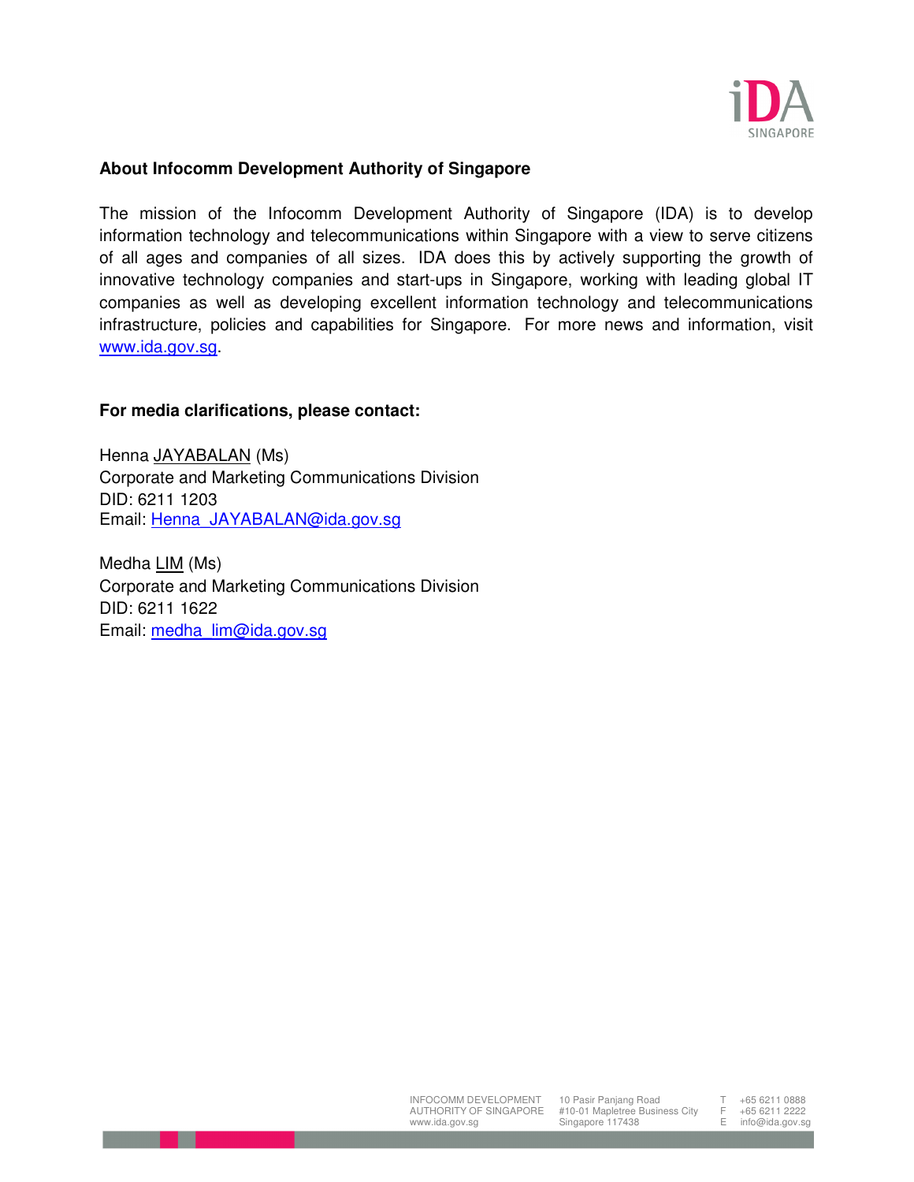**About Infocomm Development Authority of Singapore**

The mission of the Infocomm Development Authority of Singapore (IDA) is to develop information technology and telecommunications within Singapore with a view to serve citizens of all ages and companies of all sizes. IDA does this by actively supporting the growth of innovative technology companies and start-ups in Singapore, working with leading global IT companies as well as developing excellent information technology and telecommunications infrastructure, policies and capabilities for Singapore. For more news and information, visit www.ida.gov.sg.

**For media clarifications, please contact:**

Henna JAYABALAN (Ms)
Corporate and Marketing Communications Division
DID: 6211 1203
Email: Henna_JAYABALAN@ida.gov.sg

Medha LIM (Ms)
Corporate and Marketing Communications Division
DID: 6211 1622
Email: medha_lim@ida.gov.sg